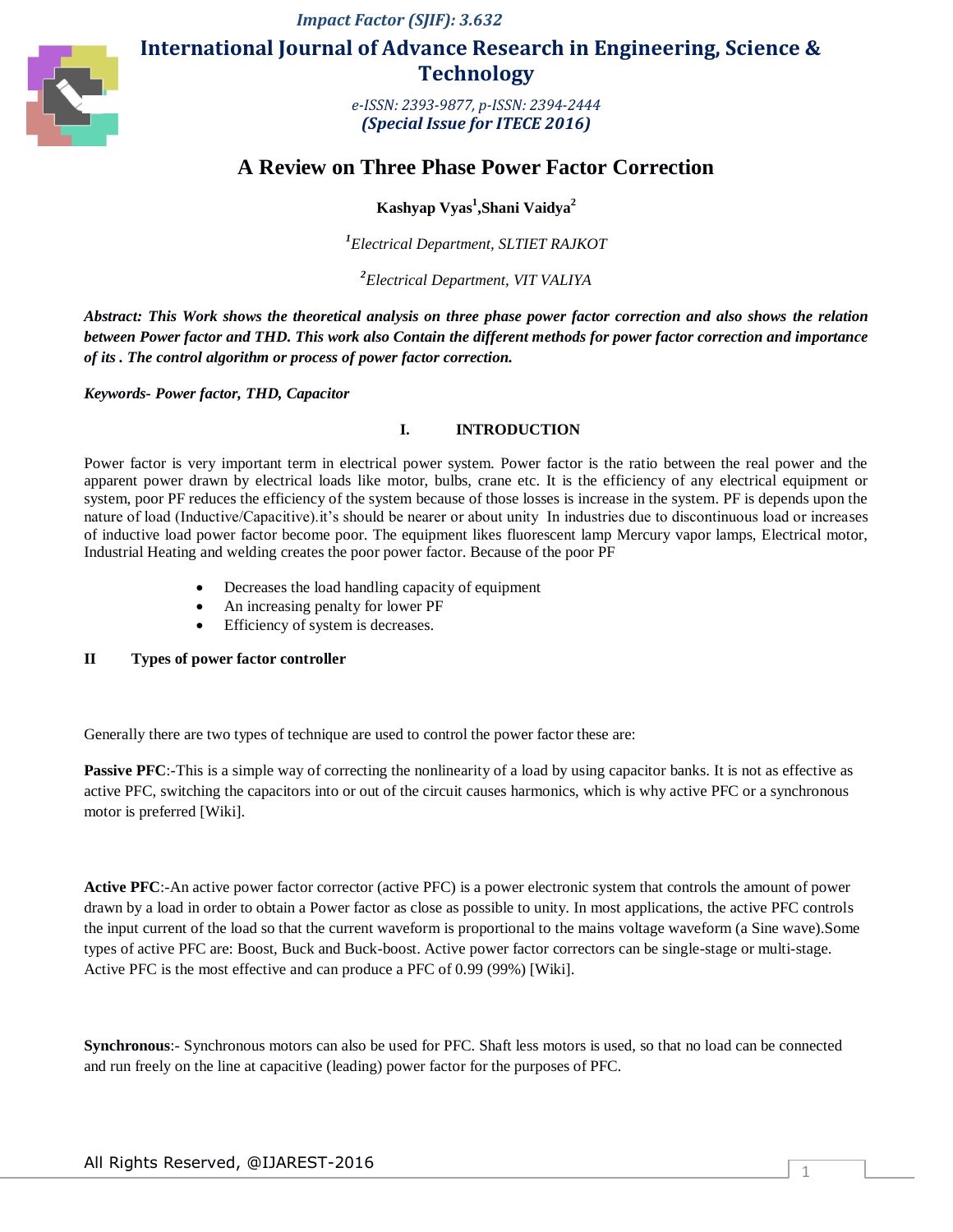# A Review on Three Phase Power Factor Correction

**Kashyap Vyas[1],Shani Vaidya[2]**

*[1]Electrical Department, SLTIET RAJKOT*

*[2]Electrical Department, VIT VALIYA*

***Abstract:** This Work shows the theoretical analysis on three phase power factor correction and also shows the relation between Power factor and THD. This work also Contain the different methods for power factor correction and importance of its . The control algorithm or process of power factor correction.*

***Keywords-** Power factor, THD, Capacitor*

## I. INTRODUCTION

Power factor is very important term in electrical power system. Power factor is the ratio between the real power and the apparent power drawn by electrical loads like motor, bulbs, crane etc. It is the efficiency of any electrical equipment or system, poor PF reduces the efficiency of the system because of those losses is increase in the system. PF is depends upon the nature of load (Inductive/Capacitive).it's should be nearer or about unity In industries due to discontinuous load or increases of inductive load power factor become poor. The equipment likes fluorescent lamp Mercury vapor lamps, Electrical motor, Industrial Heating and welding creates the poor power factor. Because of the poor PF

- Decreases the load handling capacity of equipment
- An increasing penalty for lower PF
- Efficiency of system is decreases.

## II Types of power factor controller

Generally there are two types of technique are used to control the power factor these are:

**Passive PFC**:-This is a simple way of correcting the nonlinearity of a load by using capacitor banks. It is not as effective as active PFC, switching the capacitors into or out of the circuit causes harmonics, which is why active PFC or a synchronous motor is preferred [Wiki].

**Active PFC**:-An active power factor corrector (active PFC) is a power electronic system that controls the amount of power drawn by a load in order to obtain a Power factor as close as possible to unity. In most applications, the active PFC controls the input current of the load so that the current waveform is proportional to the mains voltage waveform (a Sine wave).Some types of active PFC are: Boost, Buck and Buck-boost. Active power factor correctors can be single-stage or multi-stage. Active PFC is the most effective and can produce a PFC of 0.99 (99%) [Wiki].

**Synchronous**:- Synchronous motors can also be used for PFC. Shaft less motors is used, so that no load can be connected and run freely on the line at capacitive (leading) power factor for the purposes of PFC.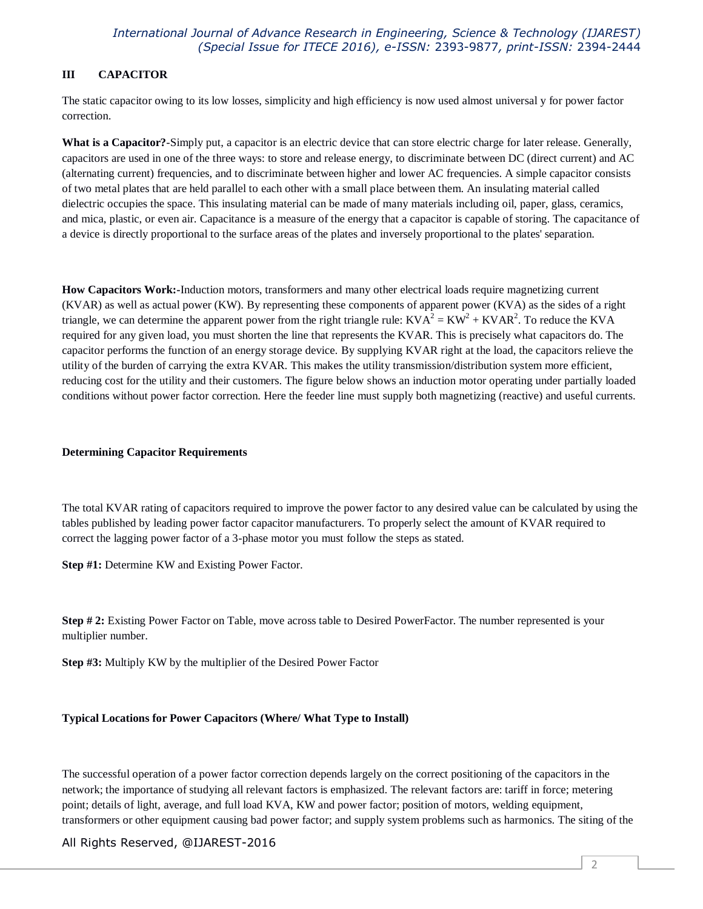## III CAPACITOR

The static capacitor owing to its low losses, simplicity and high efficiency is now used almost universal y for power factor correction.

**What is a Capacitor?**-Simply put, a capacitor is an electric device that can store electric charge for later release. Generally, capacitors are used in one of the three ways: to store and release energy, to discriminate between DC (direct current) and AC (alternating current) frequencies, and to discriminate between higher and lower AC frequencies. A simple capacitor consists of two metal plates that are held parallel to each other with a small place between them. An insulating material called dielectric occupies the space. This insulating material can be made of many materials including oil, paper, glass, ceramics, and mica, plastic, or even air. Capacitance is a measure of the energy that a capacitor is capable of storing. The capacitance of a device is directly proportional to the surface areas of the plates and inversely proportional to the plates' separation.

**How Capacitors Work:-**Induction motors, transformers and many other electrical loads require magnetizing current (KVAR) as well as actual power (KW). By representing these components of apparent power (KVA) as the sides of a right triangle, we can determine the apparent power from the right triangle rule: $KVA^2 = KW^2 + KVAR^2$. To reduce the KVA required for any given load, you must shorten the line that represents the KVAR. This is precisely what capacitors do. The capacitor performs the function of an energy storage device. By supplying KVAR right at the load, the capacitors relieve the utility of the burden of carrying the extra KVAR. This makes the utility transmission/distribution system more efficient, reducing cost for the utility and their customers. The figure below shows an induction motor operating under partially loaded conditions without power factor correction. Here the feeder line must supply both magnetizing (reactive) and useful currents.

**Determining Capacitor Requirements**

The total KVAR rating of capacitors required to improve the power factor to any desired value can be calculated by using the tables published by leading power factor capacitor manufacturers. To properly select the amount of KVAR required to correct the lagging power factor of a 3-phase motor you must follow the steps as stated.

**Step #1:** Determine KW and Existing Power Factor.

**Step # 2:** Existing Power Factor on Table, move across table to Desired PowerFactor. The number represented is your multiplier number.

**Step #3:** Multiply KW by the multiplier of the Desired Power Factor

**Typical Locations for Power Capacitors (Where/ What Type to Install)**

The successful operation of a power factor correction depends largely on the correct positioning of the capacitors in the network; the importance of studying all relevant factors is emphasized. The relevant factors are: tariff in force; metering point; details of light, average, and full load KVA, KW and power factor; position of motors, welding equipment, transformers or other equipment causing bad power factor; and supply system problems such as harmonics. The siting of the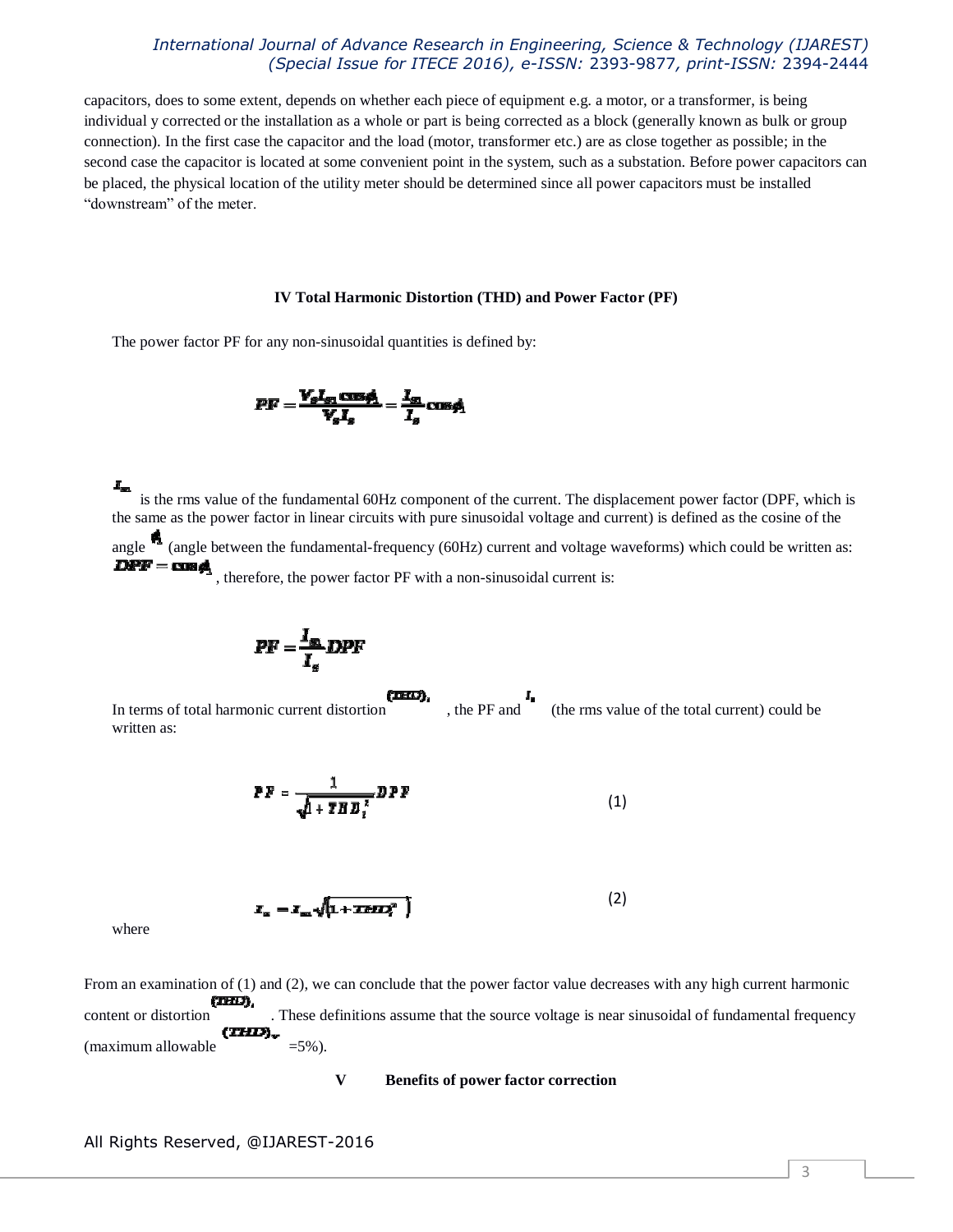capacitors, does to some extent, depends on whether each piece of equipment e.g. a motor, or a transformer, is being individual y corrected or the installation as a whole or part is being corrected as a block (generally known as bulk or group connection). In the first case the capacitor and the load (motor, transformer etc.) are as close together as possible; in the second case the capacitor is located at some convenient point in the system, such as a substation. Before power capacitors can be placed, the physical location of the utility meter should be determined since all power capacitors must be installed "downstream" of the meter.

## IV Total Harmonic Distortion (THD) and Power Factor (PF)

The power factor PF for any non-sinusoidal quantities is defined by:

$$PF = \frac{V_s I_{s1} \cos\phi_1}{V_s I_s} = \frac{I_{s1}}{I_s} \cos\phi_1$$

$I_{s1}$ is the rms value of the fundamental 60Hz component of the current. The displacement power factor (DPF, which is the same as the power factor in linear circuits with pure sinusoidal voltage and current) is defined as the cosine of the angle $\phi_1$ (angle between the fundamental-frequency (60Hz) current and voltage waveforms) which could be written as: $DPF = \cos\phi_1$, therefore, the power factor PF with a non-sinusoidal current is:

$$PF = \frac{I_{s1}}{I_s} DPF$$

In terms of total harmonic current distortion $(THD)_i$, the PF and $I_s$ (the rms value of the total current) could be written as:

$$PF = \frac{1}{\sqrt{1 + THD_i^2}} DPF \tag{1}$$

$$I_s = I_{s1}\sqrt{\left(1 + THD_i^2\right)} \tag{2}$$

where

From an examination of (1) and (2), we can conclude that the power factor value decreases with any high current harmonic content or distortion $(THD)_i$. These definitions assume that the source voltage is near sinusoidal of fundamental frequency (maximum allowable $(THD)_v$ =5%).

## V Benefits of power factor correction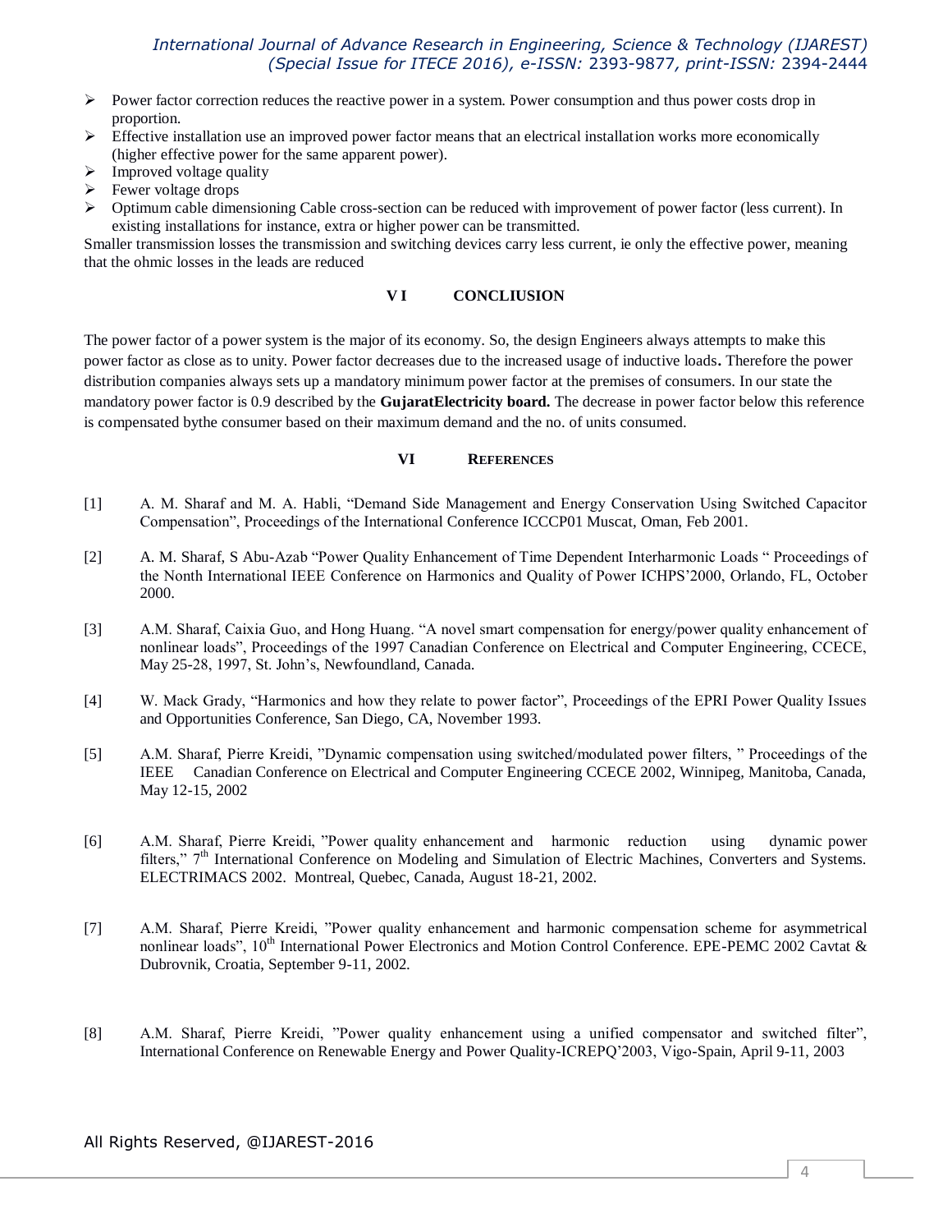- Power factor correction reduces the reactive power in a system. Power consumption and thus power costs drop in proportion.
- Effective installation use an improved power factor means that an electrical installation works more economically (higher effective power for the same apparent power).
- Improved voltage quality
- Fewer voltage drops
- Optimum cable dimensioning Cable cross-section can be reduced with improvement of power factor (less current). In existing installations for instance, extra or higher power can be transmitted.

Smaller transmission losses the transmission and switching devices carry less current, ie only the effective power, meaning that the ohmic losses in the leads are reduced

## V I CONCLIUSION

The power factor of a power system is the major of its economy. So, the design Engineers always attempts to make this power factor as close as to unity. Power factor decreases due to the increased usage of inductive loads**.** Therefore the power distribution companies always sets up a mandatory minimum power factor at the premises of consumers. In our state the mandatory power factor is 0.9 described by the **GujaratElectricity board.** The decrease in power factor below this reference is compensated bythe consumer based on their maximum demand and the no. of units consumed.

## VI REFERENCES

[1] A. M. Sharaf and M. A. Habli, "Demand Side Management and Energy Conservation Using Switched Capacitor Compensation", Proceedings of the International Conference ICCCP01 Muscat, Oman, Feb 2001.

[2] A. M. Sharaf, S Abu-Azab "Power Quality Enhancement of Time Dependent Interharmonic Loads " Proceedings of the Nonth International IEEE Conference on Harmonics and Quality of Power ICHPS'2000, Orlando, FL, October 2000.

[3] A.M. Sharaf, Caixia Guo, and Hong Huang. "A novel smart compensation for energy/power quality enhancement of nonlinear loads", Proceedings of the 1997 Canadian Conference on Electrical and Computer Engineering, CCECE, May 25-28, 1997, St. John's, Newfoundland, Canada.

[4] W. Mack Grady, "Harmonics and how they relate to power factor", Proceedings of the EPRI Power Quality Issues and Opportunities Conference, San Diego, CA, November 1993.

[5] A.M. Sharaf, Pierre Kreidi, "Dynamic compensation using switched/modulated power filters, " Proceedings of the IEEE Canadian Conference on Electrical and Computer Engineering CCECE 2002, Winnipeg, Manitoba, Canada, May 12-15, 2002

[6] A.M. Sharaf, Pierre Kreidi, "Power quality enhancement and harmonic reduction using dynamic power filters," 7th International Conference on Modeling and Simulation of Electric Machines, Converters and Systems. ELECTRIMACS 2002. Montreal, Quebec, Canada, August 18-21, 2002.

[7] A.M. Sharaf, Pierre Kreidi, "Power quality enhancement and harmonic compensation scheme for asymmetrical nonlinear loads", 10th International Power Electronics and Motion Control Conference. EPE-PEMC 2002 Cavtat & Dubrovnik, Croatia, September 9-11, 2002.

[8] A.M. Sharaf, Pierre Kreidi, "Power quality enhancement using a unified compensator and switched filter", International Conference on Renewable Energy and Power Quality-ICREPQ'2003, Vigo-Spain, April 9-11, 2003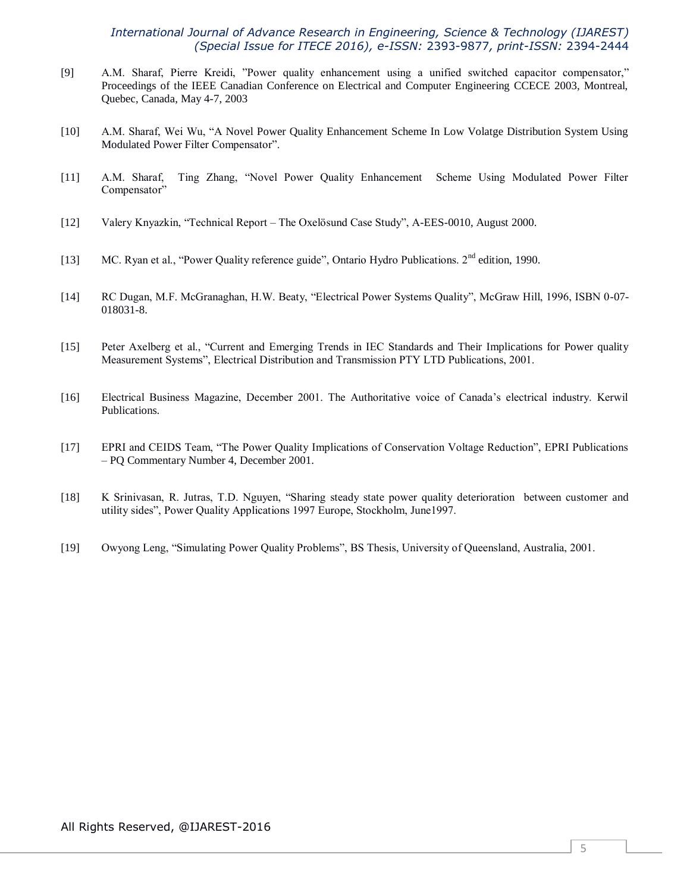[9] A.M. Sharaf, Pierre Kreidi, "Power quality enhancement using a unified switched capacitor compensator," Proceedings of the IEEE Canadian Conference on Electrical and Computer Engineering CCECE 2003, Montreal, Quebec, Canada, May 4-7, 2003

[10] A.M. Sharaf, Wei Wu, "A Novel Power Quality Enhancement Scheme In Low Volatge Distribution System Using Modulated Power Filter Compensator".

[11] A.M. Sharaf, Ting Zhang, "Novel Power Quality Enhancement Scheme Using Modulated Power Filter Compensator"

[12] Valery Knyazkin, "Technical Report – The Oxelösund Case Study", A-EES-0010, August 2000.

[13] MC. Ryan et al., "Power Quality reference guide", Ontario Hydro Publications. 2nd edition, 1990.

[14] RC Dugan, M.F. McGranaghan, H.W. Beaty, "Electrical Power Systems Quality", McGraw Hill, 1996, ISBN 0-07-018031-8.

[15] Peter Axelberg et al., "Current and Emerging Trends in IEC Standards and Their Implications for Power quality Measurement Systems", Electrical Distribution and Transmission PTY LTD Publications, 2001.

[16] Electrical Business Magazine, December 2001. The Authoritative voice of Canada's electrical industry. Kerwil Publications.

[17] EPRI and CEIDS Team, "The Power Quality Implications of Conservation Voltage Reduction", EPRI Publications – PQ Commentary Number 4, December 2001.

[18] K Srinivasan, R. Jutras, T.D. Nguyen, "Sharing steady state power quality deterioration between customer and utility sides", Power Quality Applications 1997 Europe, Stockholm, June1997.

[19] Owyong Leng, "Simulating Power Quality Problems", BS Thesis, University of Queensland, Australia, 2001.